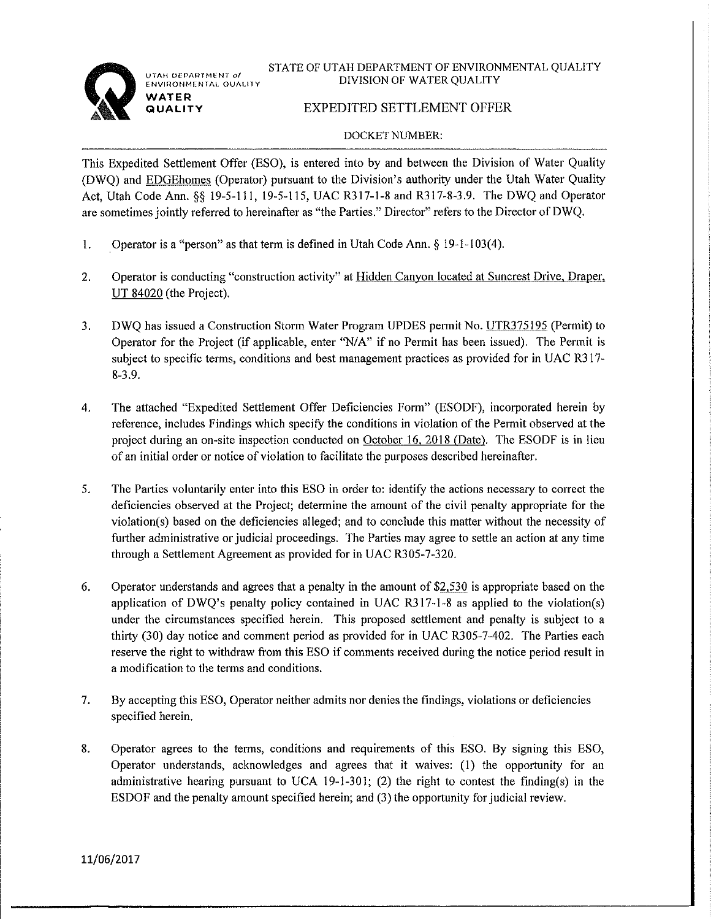UTAH DEPARTMENT of ENVIRONMENTAL QUALITY
WATER QUALITY

STATE OF UTAH DEPARTMENT OF ENVIRONMENTAL QUALITY
DIVISION OF WATER QUALITY

# EXPEDITED SETTLEMENT OFFER

DOCKET NUMBER:

This Expedited Settlement Offer (ESO), is entered into by and between the Division of Water Quality (DWQ) and EDGEhomes (Operator) pursuant to the Division's authority under the Utah Water Quality Act, Utah Code Ann. §§ 19-5-111, 19-5-115, UAC R317-1-8 and R317-8-3.9. The DWQ and Operator are sometimes jointly referred to hereinafter as "the Parties." Director" refers to the Director of DWQ.

1. Operator is a "person" as that term is defined in Utah Code Ann. § 19-1-103(4).

2. Operator is conducting "construction activity" at Hidden Canyon located at Suncrest Drive, Draper, UT 84020 (the Project).

3. DWQ has issued a Construction Storm Water Program UPDES permit No. UTR375195 (Permit) to Operator for the Project (if applicable, enter "N/A" if no Permit has been issued). The Permit is subject to specific terms, conditions and best management practices as provided for in UAC R317-8-3.9.

4. The attached "Expedited Settlement Offer Deficiencies Form" (ESODF), incorporated herein by reference, includes Findings which specify the conditions in violation of the Permit observed at the project during an on-site inspection conducted on October 16, 2018 (Date). The ESODF is in lieu of an initial order or notice of violation to facilitate the purposes described hereinafter.

5. The Parties voluntarily enter into this ESO in order to: identify the actions necessary to correct the deficiencies observed at the Project; determine the amount of the civil penalty appropriate for the violation(s) based on the deficiencies alleged; and to conclude this matter without the necessity of further administrative or judicial proceedings. The Parties may agree to settle an action at any time through a Settlement Agreement as provided for in UAC R305-7-320.

6. Operator understands and agrees that a penalty in the amount of $2,530 is appropriate based on the application of DWQ's penalty policy contained in UAC R317-1-8 as applied to the violation(s) under the circumstances specified herein. This proposed settlement and penalty is subject to a thirty (30) day notice and comment period as provided for in UAC R305-7-402. The Parties each reserve the right to withdraw from this ESO if comments received during the notice period result in a modification to the terms and conditions.

7. By accepting this ESO, Operator neither admits nor denies the findings, violations or deficiencies specified herein.

8. Operator agrees to the terms, conditions and requirements of this ESO. By signing this ESO, Operator understands, acknowledges and agrees that it waives: (1) the opportunity for an administrative hearing pursuant to UCA 19-1-301; (2) the right to contest the finding(s) in the ESDOF and the penalty amount specified herein; and (3) the opportunity for judicial review.

11/06/2017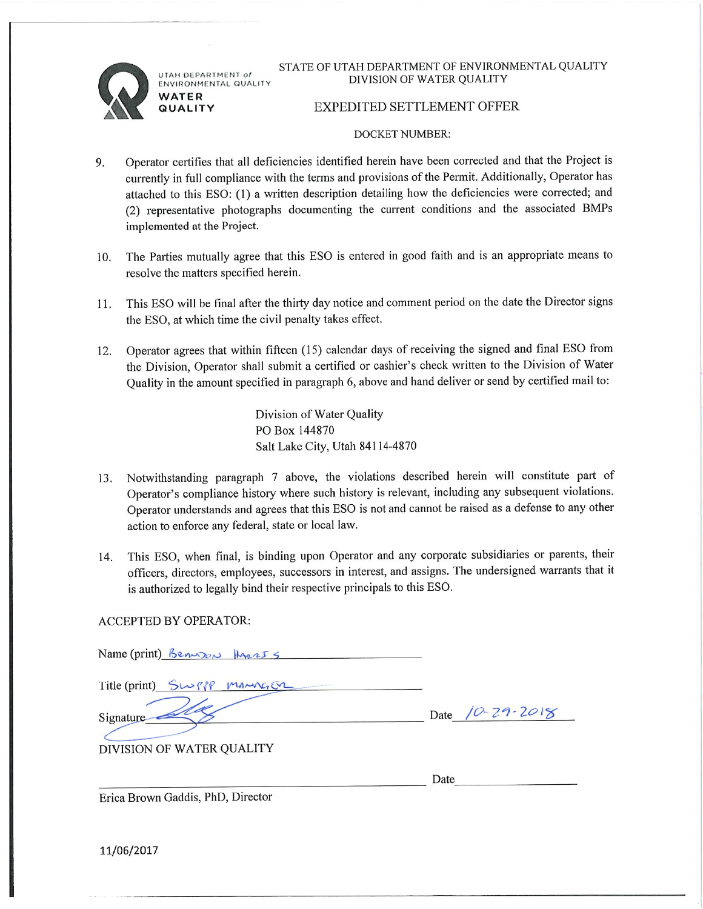UTAH DEPARTMENT of ENVIRONMENTAL QUALITY
**WATER QUALITY**

STATE OF UTAH DEPARTMENT OF ENVIRONMENTAL QUALITY
DIVISION OF WATER QUALITY

EXPEDITED SETTLEMENT OFFER

DOCKET NUMBER:

9. Operator certifies that all deficiencies identified herein have been corrected and that the Project is currently in full compliance with the terms and provisions of the Permit. Additionally, Operator has attached to this ESO: (1) a written description detailing how the deficiencies were corrected; and (2) representative photographs documenting the current conditions and the associated BMPs implemented at the Project.

10. The Parties mutually agree that this ESO is entered in good faith and is an appropriate means to resolve the matters specified herein.

11. This ESO will be final after the thirty day notice and comment period on the date the Director signs the ESO, at which time the civil penalty takes effect.

12. Operator agrees that within fifteen (15) calendar days of receiving the signed and final ESO from the Division, Operator shall submit a certified or cashier's check written to the Division of Water Quality in the amount specified in paragraph 6, above and hand deliver or send by certified mail to:

    Division of Water Quality
    PO Box 144870
    Salt Lake City, Utah 84114-4870

13. Notwithstanding paragraph 7 above, the violations described herein will constitute part of Operator's compliance history where such history is relevant, including any subsequent violations. Operator understands and agrees that this ESO is not and cannot be raised as a defense to any other action to enforce any federal, state or local law.

14. This ESO, when final, is binding upon Operator and any corporate subsidiaries or parents, their officers, directors, employees, successors in interest, and assigns. The undersigned warrants that it is authorized to legally bind their respective principals to this ESO.

ACCEPTED BY OPERATOR:

Name (print) Brandon Harris

Title (print) SWPPP Manager

Signature [signature] Date 10-29-2018

DIVISION OF WATER QUALITY

_______________________________ Date __________

Erica Brown Gaddis, PhD, Director

11/06/2017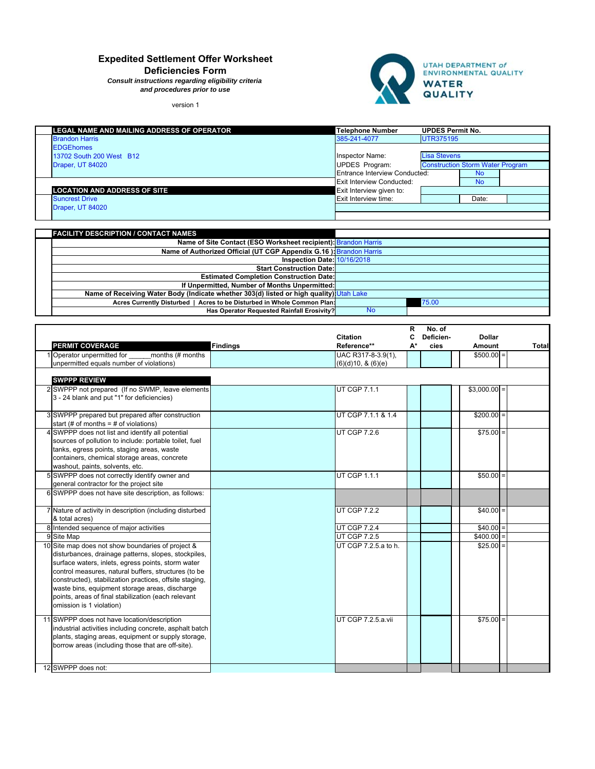# Expedited Settlement Offer Worksheet

## Deficiencies Form

*Consult instructions regarding eligibility criteria and procedures prior to use*

version 1

UTAH DEPARTMENT of ENVIRONMENTAL QUALITY
WATER QUALITY

| LEGAL NAME AND MAILING ADDRESS OF OPERATOR | Telephone Number | UPDES Permit No. |
|---|---|---|
| Brandon Harris | 385-241-4077 | UTR375195 |
| EDGEhomes | | |
| 13702 South 200 West B12 | Inspector Name: | Lisa Stevens |
| Draper, UT 84020 | UPDES Program: | Construction Storm Water Program |
| | Entrance Interview Conducted: | No |
| | Exit Interview Conducted: | No |
| **LOCATION AND ADDRESS OF SITE** | Exit Interview given to: | |
| Suncrest Drive | Exit Interview time: | Date: |
| Draper, UT 84020 | | |

| FACILITY DESCRIPTION / CONTACT NAMES | |
|---|---|
| Name of Site Contact (ESO Worksheet recipient): | Brandon Harris |
| Name of Authorized Official (UT CGP Appendix G.16 ): | Brandon Harris |
| Inspection Date: | 10/16/2018 |
| Start Construction Date: | |
| Estimated Completion Construction Date: | |
| If Unpermitted, Number of Months Unpermitted: | |
| Name of Receiving Water Body (Indicate whether 303(d) listed or high quality): | Utah Lake |
| Acres Currently Disturbed \| Acres to be Disturbed in Whole Common Plan: | 75.00 |
| Has Operator Requested Rainfall Erosivity? | No |

| | PERMIT COVERAGE | Findings | Citation Reference** | RCA* | No. of Deficiencies | Dollar Amount | Total |
|---|---|---|---|---|---|---|---|
| 1 | Operator unpermitted for ______months (# months unpermitted equals number of violations) | | UAC R317-8-3.9(1), (6)(d)10, & (6)(e) | | | $500.00 = | |
| | **SWPPP REVIEW** | | | | | | |
| 2 | SWPPP not prepared (If no SWMP, leave elements 3 - 24 blank and put "1" for deficiencies) | | UT CGP 7.1.1 | | | $3,000.00 = | |
| 3 | SWPPP prepared but prepared after construction start (# of months = # of violations) | | UT CGP 7.1.1 & 1.4 | | | $200.00 = | |
| 4 | SWPPP does not list and identify all potential sources of pollution to include: portable toilet, fuel tanks, egress points, staging areas, waste containers, chemical storage areas, concrete washout, paints, solvents, etc. | | UT CGP 7.2.6 | | | $75.00 = | |
| 5 | SWPPP does not correctly identify owner and general contractor for the project site | | UT CGP 1.1.1 | | | $50.00 = | |
| 6 | SWPPP does not have site description, as follows: | | | | | | |
| 7 | Nature of activity in description (including disturbed & total acres) | | UT CGP 7.2.2 | | | $40.00 = | |
| 8 | Intended sequence of major activities | | UT CGP 7.2.4 | | | $40.00 = | |
| 9 | Site Map | | UT CGP 7.2.5 | | | $400.00 = | |
| 10 | Site map does not show boundaries of project & disturbances, drainage patterns, slopes, stockpiles, surface waters, inlets, egress points, storm water control measures, natural buffers, structures (to be constructed), stabilization practices, offsite staging, waste bins, equipment storage areas, discharge points, areas of final stabilization (each relevant omission is 1 violation) | | UT CGP 7.2.5.a to h. | | | $25.00 = | |
| 11 | SWPPP does not have location/description industrial activities including concrete, asphalt batch plants, staging areas, equipment or supply storage, borrow areas (including those that are off-site). | | UT CGP 7.2.5.a.vii | | | $75.00 = | |
| 12 | SWPPP does not: | | | | | | |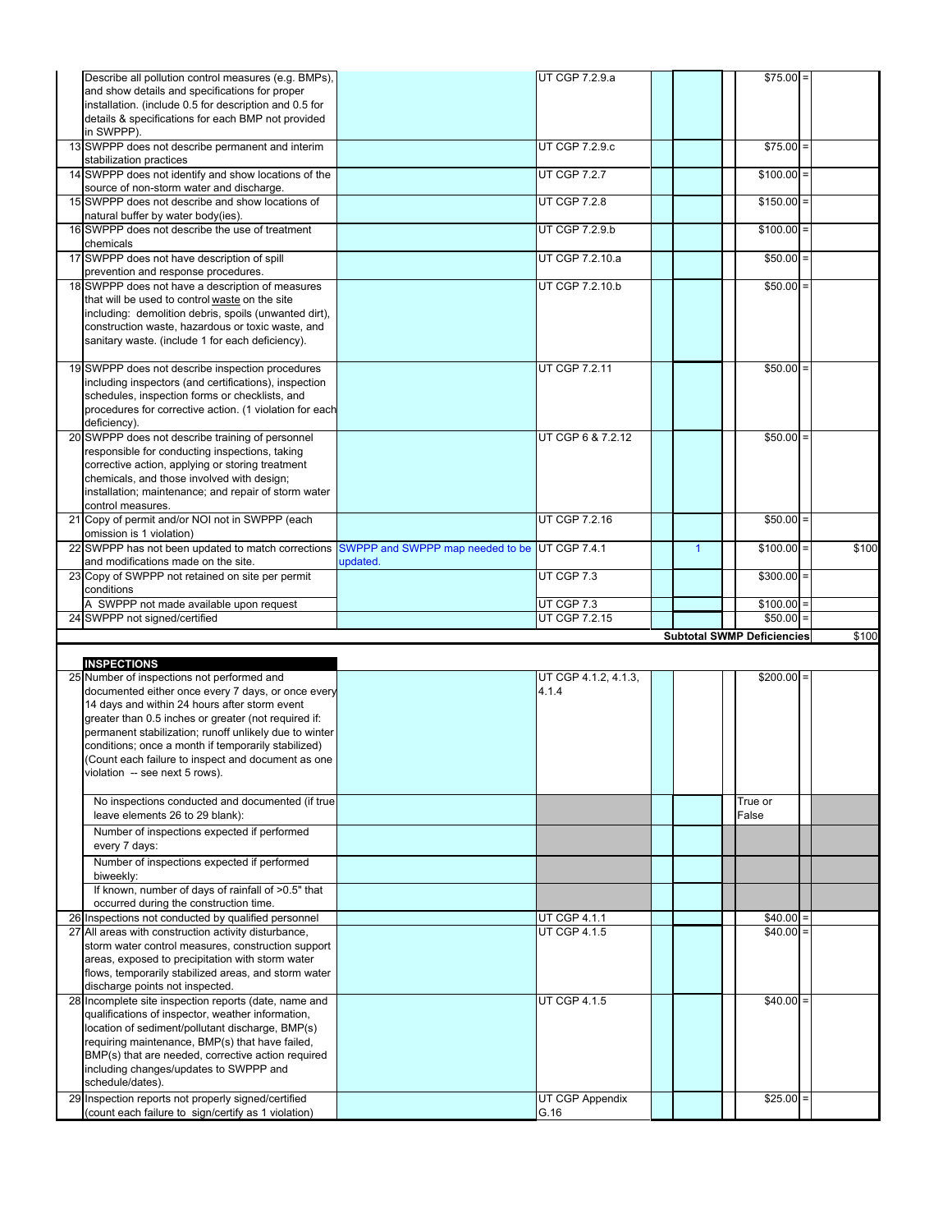| # | Description | Comments | Citation | | Count | | Amount | | Total |
|---|---|---|---|---|---|---|---|---|---|
| | Describe all pollution control measures (e.g. BMPs), and show details and specifications for proper installation. (include 0.5 for description and 0.5 for details & specifications for each BMP not provided in SWPPP). | | UT CGP 7.2.9.a | | | | $75.00 | = | |
| 13 | SWPPP does not describe permanent and interim stabilization practices | | UT CGP 7.2.9.c | | | | $75.00 | = | |
| 14 | SWPPP does not identify and show locations of the source of non-storm water and discharge. | | UT CGP 7.2.7 | | | | $100.00 | = | |
| 15 | SWPPP does not describe and show locations of natural buffer by water body(ies). | | UT CGP 7.2.8 | | | | $150.00 | = | |
| 16 | SWPPP does not describe the use of treatment chemicals | | UT CGP 7.2.9.b | | | | $100.00 | = | |
| 17 | SWPPP does not have description of spill prevention and response procedures. | | UT CGP 7.2.10.a | | | | $50.00 | = | |
| 18 | SWPPP does not have a description of measures that will be used to control waste on the site including: demolition debris, spoils (unwanted dirt), construction waste, hazardous or toxic waste, and sanitary waste. (include 1 for each deficiency). | | UT CGP 7.2.10.b | | | | $50.00 | = | |
| 19 | SWPPP does not describe inspection procedures including inspectors (and certifications), inspection schedules, inspection forms or checklists, and procedures for corrective action. (1 violation for each deficiency). | | UT CGP 7.2.11 | | | | $50.00 | = | |
| 20 | SWPPP does not describe training of personnel responsible for conducting inspections, taking corrective action, applying or storing treatment chemicals, and those involved with design; installation; maintenance; and repair of storm water control measures. | | UT CGP 6 & 7.2.12 | | | | $50.00 | = | |
| 21 | Copy of permit and/or NOI not in SWPPP (each omission is 1 violation) | | UT CGP 7.2.16 | | | | $50.00 | = | |
| 22 | SWPPP has not been updated to match corrections and modifications made on the site. | SWPPP and SWPPP map needed to be updated. | UT CGP 7.4.1 | | 1 | | $100.00 | = | $100 |
| 23 | Copy of SWPPP not retained on site per permit conditions | | UT CGP 7.3 | | | | $300.00 | = | |
| | A SWPPP not made available upon request | | UT CGP 7.3 | | | | $100.00 | = | |
| 24 | SWPPP not signed/certified | | UT CGP 7.2.15 | | | | $50.00 | = | |
| | | | | | **Subtotal SWMP Deficiencies** | | | | $100 |

| # | **INSPECTIONS** | Comments | Citation | | Count | | Amount | | Total |
|---|---|---|---|---|---|---|---|---|---|
| 25 | Number of inspections not performed and documented either once every 7 days, or once every 14 days and within 24 hours after storm event greater than 0.5 inches or greater (not required if: permanent stabilization; runoff unlikely due to winter conditions; once a month if temporarily stabilized) (Count each failure to inspect and document as one violation -- see next 5 rows). | | UT CGP 4.1.2, 4.1.3, 4.1.4 | | | | $200.00 | = | |
| | No inspections conducted and documented (if true leave elements 26 to 29 blank): | | | | | | True or False | | |
| | Number of inspections expected if performed every 7 days: | | | | | | | | |
| | Number of inspections expected if performed biweekly: | | | | | | | | |
| | If known, number of days of rainfall of >0.5" that occurred during the construction time. | | | | | | | | |
| 26 | Inspections not conducted by qualified personnel | | UT CGP 4.1.1 | | | | $40.00 | = | |
| 27 | All areas with construction activity disturbance, storm water control measures, construction support areas, exposed to precipitation with storm water flows, temporarily stabilized areas, and storm water discharge points not inspected. | | UT CGP 4.1.5 | | | | $40.00 | = | |
| 28 | Incomplete site inspection reports (date, name and qualifications of inspector, weather information, location of sediment/pollutant discharge, BMP(s) requiring maintenance, BMP(s) that have failed, BMP(s) that are needed, corrective action required including changes/updates to SWPPP and schedule/dates). | | UT CGP 4.1.5 | | | | $40.00 | = | |
| 29 | Inspection reports not properly signed/certified (count each failure to sign/certify as 1 violation) | | UT CGP Appendix G.16 | | | | $25.00 | = | |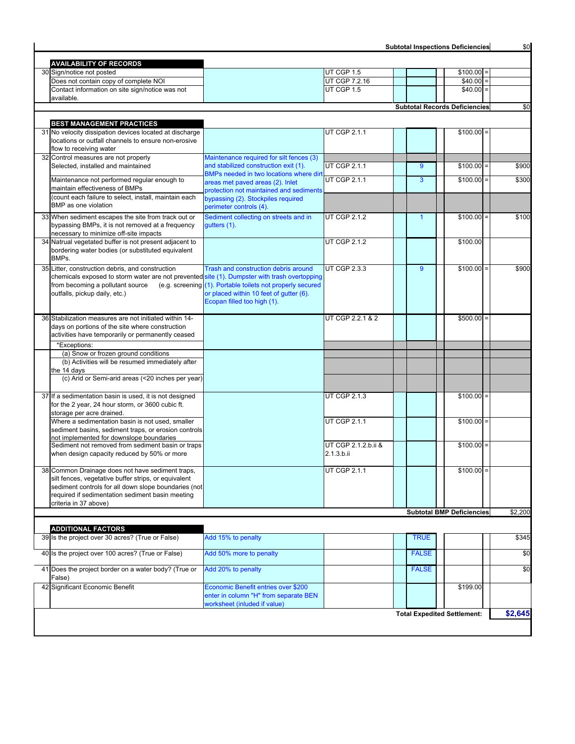| | | | | | | | | | | |
|---|---|---|---|---|---|---|---|---|---|---|
| | | | | | | **Subtotal Inspections Deficiencies** | | | | $0 |
| | **AVAILABILITY OF RECORDS** | | | | | | | | | |
| 30 | Sign/notice not posted | | UT CGP 1.5 | | | | $100.00 | = | | |
| | Does not contain copy of complete NOI | | UT CGP 7.2.16 | | | | $40.00 | = | | |
| | Contact information on site sign/notice was not available. | | UT CGP 1.5 | | | | $40.00 | = | | |
| | | | | | | **Subtotal Records Deficiencies** | | | | $0 |
| | **BEST MANAGEMENT PRACTICES** | | | | | | | | | |
| 31 | No velocity dissipation devices located at discharge locations or outfall channels to ensure non-erosive flow to receiving water | | UT CGP 2.1.1 | | | | $100.00 | = | | |
| 32 | Control measures are not properly Selected, installed and maintained | Maintenance required for silt fences (3) and stabilized construction exit (1). BMPs needed in two locations where dirt areas met paved areas (2). Inlet protection not maintained and sediments bypassing (2). Stockpiles required perimeter controls (4). | UT CGP 2.1.1 | | 9 | | $100.00 | = | | $900 |
| | Maintenance not performed regular enough to maintain effectiveness of BMPs | | UT CGP 2.1.1 | | 3 | | $100.00 | = | | $300 |
| | (count each failure to select, install, maintain each BMP as one violation | | | | | | | | | |
| 33 | When sediment escapes the site from track out or bypassing BMPs, it is not removed at a frequency necessary to minimize off-site impacts | Sediment collecting on streets and in gutters (1). | UT CGP 2.1.2 | | 1 | | $100.00 | = | | $100 |
| 34 | Natrual vegetated buffer is not present adjacent to bordering water bodies (or substituted equivalent BMPs. | | UT CGP 2.1.2 | | | | $100.00 | | | |
| 35 | Litter, construction debris, and construction chemicals exposed to storm water are not prevented from becoming a pollutant source (e.g. screening outfalls, pickup daily, etc.) | Trash and construction debris around site (1). Dumpster with trash overtopping (1). Portable toilets not properly secured or placed within 10 feet of gutter (6). Ecopan filled too high (1). | UT CGP 2.3.3 | | 9 | | $100.00 | = | | $900 |
| 36 | Stabilization measures are not initiated within 14-days on portions of the site where construction activities have temporarily or permanently ceased | | UT CGP 2.2.1 & 2 | | | | $500.00 | = | | |
| | *Exceptions: | | | | | | | | | |
| | (a) Snow or frozen ground conditions | | | | | | | | | |
| | (b) Activities will be resumed immediately after the 14 days | | | | | | | | | |
| | (c) Arid or Semi-arid areas (<20 inches per year) | | | | | | | | | |
| 37 | If a sedimentation basin is used, it is not designed for the 2 year, 24 hour storm, or 3600 cubic ft. storage per acre drained. | | UT CGP 2.1.3 | | | | $100.00 | = | | |
| | Where a sedimentation basin is not used, smaller sediment basins, sediment traps, or erosion controls not implemented for downslope boundaries | | UT CGP 2.1.1 | | | | $100.00 | = | | |
| | Sediment not removed from sediment basin or traps when design capacity reduced by 50% or more | | UT CGP 2.1.2.b.ii & 2.1.3.b.ii | | | | $100.00 | = | | |
| 38 | Common Drainage does not have sediment traps, silt fences, vegetative buffer strips, or equivalent sediment controls for all down slope boundaries (not required if sedimentation sediment basin meeting criteria in 37 above) | | UT CGP 2.1.1 | | | | $100.00 | = | | |
| | | | | | | **Subtotal BMP Deficiencies** | | | | $2,200 |
| | **ADDITIONAL FACTORS** | | | | | | | | | |
| 39 | Is the project over 30 acres? (True or False) | Add 15% to penalty | | | TRUE | | | | | $345 |
| 40 | Is the project over 100 acres? (True or False) | Add 50% more to penalty | | | FALSE | | | | | $0 |
| 41 | Does the project border on a water body? (True or False) | Add 20% to penalty | | | FALSE | | | | | $0 |
| 42 | Significant Economic Benefit | Economic Benefit entries over $200 enter in column "H" from separate BEN worksheet (inluded if value) | | | | | $199.00 | | | |
| | | | | | | **Total Expedited Settlement:** | | | | **$2,645** |